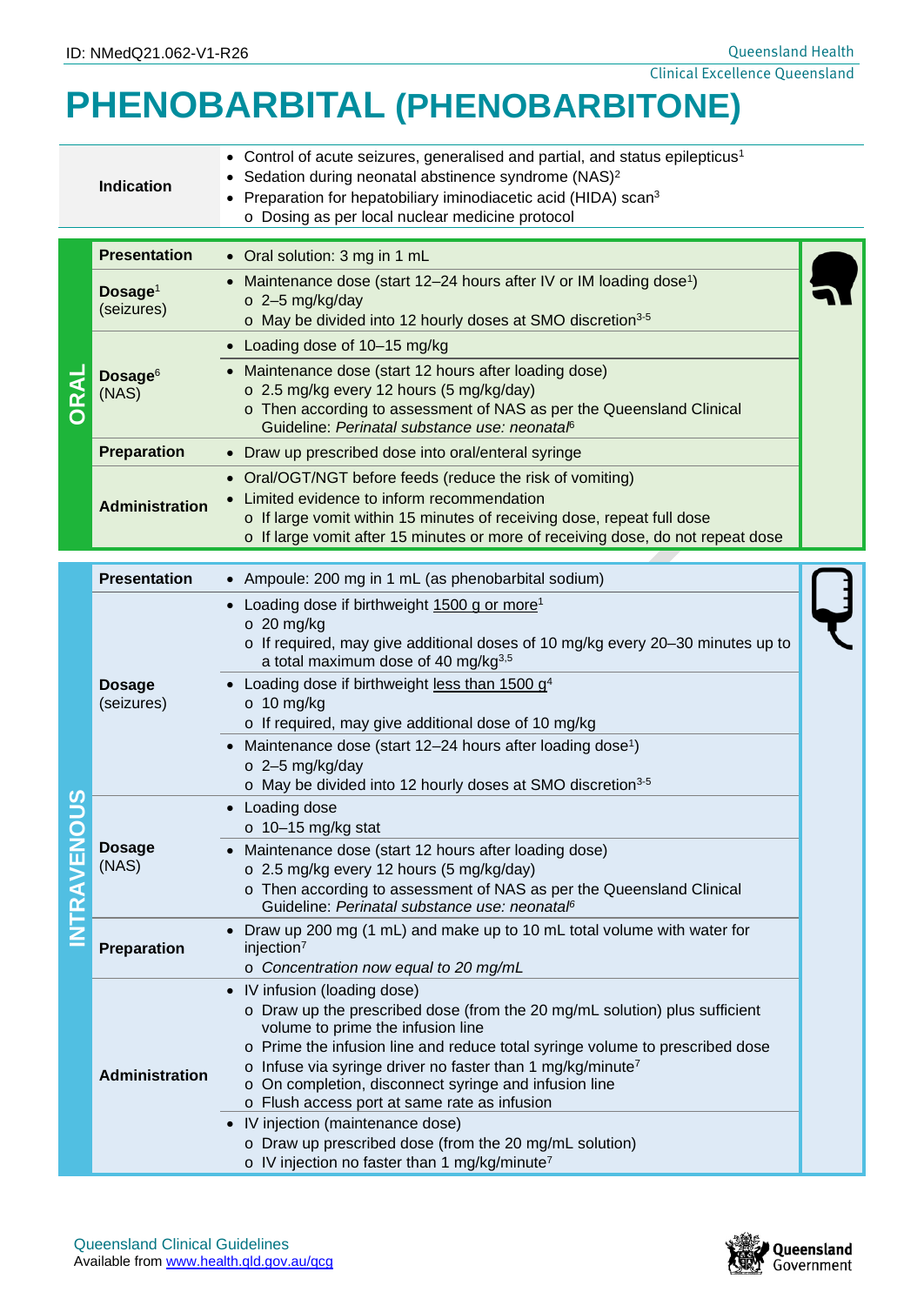ID: NMedQ21.062-V1-R26

# PHENOBARBITAL (PHENOBARBITONE)

| | |
|---|---|
| **Indication** | • Control of acute seizures, generalised and partial, and status epilepticus[1]<br>• Sedation during neonatal abstinence syndrome (NAS)[2]<br>• Preparation for hepatobiliary iminodiacetic acid (HIDA) scan[3]<br>  o Dosing as per local nuclear medicine protocol |

## ORAL

| | |
|---|---|
| **Presentation** | • Oral solution: 3 mg in 1 mL |
| **Dosage**[1] (seizures) | • Maintenance dose (start 12–24 hours after IV or IM loading dose[1])<br>  o 2–5 mg/kg/day<br>  o May be divided into 12 hourly doses at SMO discretion[3-5] |
| **Dosage**[6] (NAS) | • Loading dose of 10–15 mg/kg<br>• Maintenance dose (start 12 hours after loading dose)<br>  o 2.5 mg/kg every 12 hours (5 mg/kg/day)<br>  o Then according to assessment of NAS as per the Queensland Clinical Guideline: *Perinatal substance use: neonatal*[6] |
| **Preparation** | • Draw up prescribed dose into oral/enteral syringe |
| **Administration** | • Oral/OGT/NGT before feeds (reduce the risk of vomiting)<br>• Limited evidence to inform recommendation<br>  o If large vomit within 15 minutes of receiving dose, repeat full dose<br>  o If large vomit after 15 minutes or more of receiving dose, do not repeat dose |

## INTRAVENOUS

| | |
|---|---|
| **Presentation** | • Ampoule: 200 mg in 1 mL (as phenobarbital sodium) |
| **Dosage** (seizures) | • Loading dose if birthweight 1500 g or more[1]<br>  o 20 mg/kg<br>  o If required, may give additional doses of 10 mg/kg every 20–30 minutes up to a total maximum dose of 40 mg/kg[3,5]<br>• Loading dose if birthweight less than 1500 g[4]<br>  o 10 mg/kg<br>  o If required, may give additional dose of 10 mg/kg<br>• Maintenance dose (start 12–24 hours after loading dose[1])<br>  o 2–5 mg/kg/day<br>  o May be divided into 12 hourly doses at SMO discretion[3-5] |
| **Dosage** (NAS) | • Loading dose<br>  o 10–15 mg/kg stat<br>• Maintenance dose (start 12 hours after loading dose)<br>  o 2.5 mg/kg every 12 hours (5 mg/kg/day)<br>  o Then according to assessment of NAS as per the Queensland Clinical Guideline: *Perinatal substance use: neonatal*[6] |
| **Preparation** | • Draw up 200 mg (1 mL) and make up to 10 mL total volume with water for injection[7]<br>  o *Concentration now equal to 20 mg/mL* |
| **Administration** | • IV infusion (loading dose)<br>  o Draw up the prescribed dose (from the 20 mg/mL solution) plus sufficient volume to prime the infusion line<br>  o Prime the infusion line and reduce total syringe volume to prescribed dose<br>  o Infuse via syringe driver no faster than 1 mg/kg/minute[7]<br>  o On completion, disconnect syringe and infusion line<br>  o Flush access port at same rate as infusion<br>• IV injection (maintenance dose)<br>  o Draw up prescribed dose (from the 20 mg/mL solution)<br>  o IV injection no faster than 1 mg/kg/minute[7] |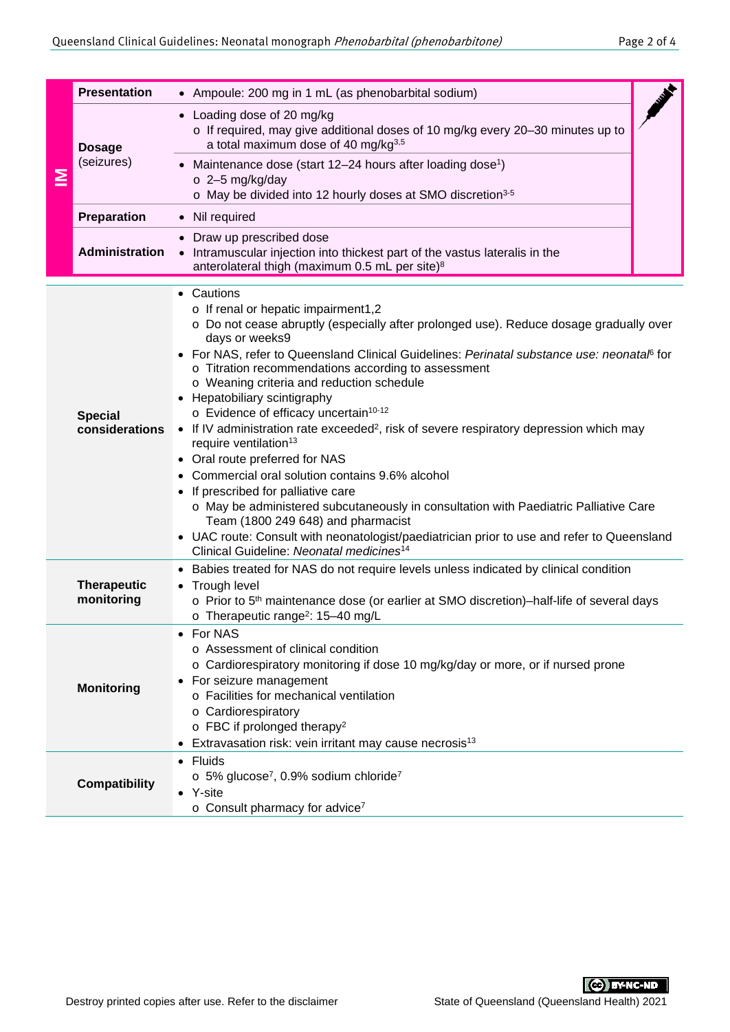| IM | | |
|---|---|---|
| **Presentation** | • Ampoule: 200 mg in 1 mL (as phenobarbital sodium) | |
| **Dosage** (seizures) | • Loading dose of 20 mg/kg<br>  o If required, may give additional doses of 10 mg/kg every 20–30 minutes up to a total maximum dose of 40 mg/kg[3,5]<br>• Maintenance dose (start 12–24 hours after loading dose[1])<br>  o 2–5 mg/kg/day<br>  o May be divided into 12 hourly doses at SMO discretion[3-5] | |
| **Preparation** | • Nil required | |
| **Administration** | • Draw up prescribed dose<br>• Intramuscular injection into thickest part of the vastus lateralis in the anterolateral thigh (maximum 0.5 mL per site)[8] | |

| | |
|---|---|
| **Special considerations** | • Cautions<br>  o If renal or hepatic impairment1,2<br>  o Do not cease abruptly (especially after prolonged use). Reduce dosage gradually over days or weeks9<br>• For NAS, refer to Queensland Clinical Guidelines: *Perinatal substance use: neonatal*[6] for<br>  o Titration recommendations according to assessment<br>  o Weaning criteria and reduction schedule<br>• Hepatobiliary scintigraphy<br>  o Evidence of efficacy uncertain[10-12]<br>• If IV administration rate exceeded[2], risk of severe respiratory depression which may require ventilation[13]<br>• Oral route preferred for NAS<br>• Commercial oral solution contains 9.6% alcohol<br>• If prescribed for palliative care<br>  o May be administered subcutaneously in consultation with Paediatric Palliative Care Team (1800 249 648) and pharmacist<br>• UAC route: Consult with neonatologist/paediatrician prior to use and refer to Queensland Clinical Guideline: *Neonatal medicines*[14] |
| **Therapeutic monitoring** | • Babies treated for NAS do not require levels unless indicated by clinical condition<br>• Trough level<br>  o Prior to 5th maintenance dose (or earlier at SMO discretion)–half-life of several days<br>  o Therapeutic range[2]: 15–40 mg/L |
| **Monitoring** | • For NAS<br>  o Assessment of clinical condition<br>  o Cardiorespiratory monitoring if dose 10 mg/kg/day or more, or if nursed prone<br>• For seizure management<br>  o Facilities for mechanical ventilation<br>  o Cardiorespiratory<br>  o FBC if prolonged therapy[2]<br>• Extravasation risk: vein irritant may cause necrosis[13] |
| **Compatibility** | • Fluids<br>  o 5% glucose[7], 0.9% sodium chloride[7]<br>• Y-site<br>  o Consult pharmacy for advice[7] |

Destroy printed copies after use. Refer to the disclaimer

State of Queensland (Queensland Health) 2021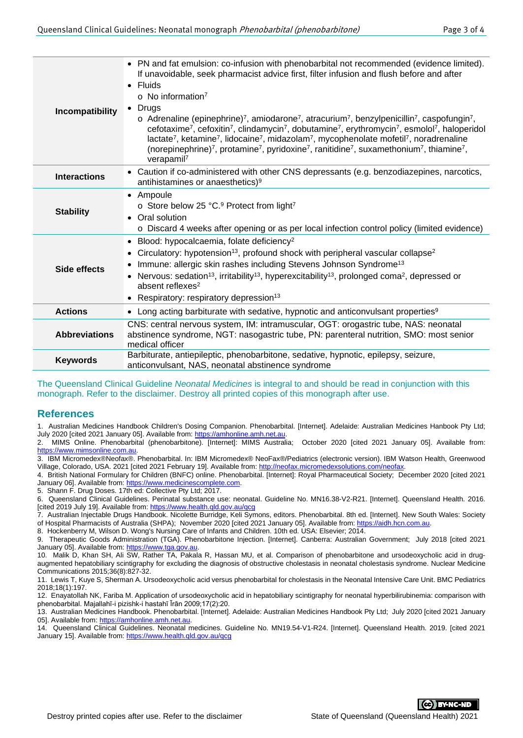| | |
|---|---|
| **Incompatibility** | • PN and fat emulsion: co-infusion with phenobarbital not recommended (evidence limited). If unavoidable, seek pharmacist advice first, filter infusion and flush before and after<br>• Fluids<br>  o No information[7]<br>• Drugs<br>  o Adrenaline (epinephrine)[7], amiodarone[7], atracurium[7], benzylpenicillin[7], caspofungin[7], cefotaxime[7], cefoxitin[7], clindamycin[7], dobutamine[7], erythromycin[7], esmolol[7], haloperidol lactate[7], ketamine[7], lidocaine[7], midazolam[7], mycophenolate mofetil[7], noradrenaline (norepinephrine)[7], protamine[7], pyridoxine[7], ranitidine[7], suxamethonium[7], thiamine[7], verapamil[7] |
| **Interactions** | • Caution if co-administered with other CNS depressants (e.g. benzodiazepines, narcotics, antihistamines or anaesthetics)[9] |
| **Stability** | • Ampoule<br>  o Store below 25 °C.[9] Protect from light[7]<br>• Oral solution<br>  o Discard 4 weeks after opening or as per local infection control policy (limited evidence) |
| **Side effects** | • Blood: hypocalcaemia, folate deficiency[2]<br>• Circulatory: hypotension[13], profound shock with peripheral vascular collapse[2]<br>• Immune: allergic skin rashes including Stevens Johnson Syndrome[13]<br>• Nervous: sedation[13], irritability[13], hyperexcitability[13], prolonged coma[2], depressed or absent reflexes[2]<br>• Respiratory: respiratory depression[13] |
| **Actions** | • Long acting barbiturate with sedative, hypnotic and anticonvulsant properties[9] |
| **Abbreviations** | CNS: central nervous system, IM: intramuscular, OGT: orogastric tube, NAS: neonatal abstinence syndrome, NGT: nasogastric tube, PN: parenteral nutrition, SMO: most senior medical officer |
| **Keywords** | Barbiturate, antiepileptic, phenobarbitone, sedative, hypnotic, epilepsy, seizure, anticonvulsant, NAS, neonatal abstinence syndrome |

The Queensland Clinical Guideline *Neonatal Medicines* is integral to and should be read in conjunction with this monograph. Refer to the disclaimer. Destroy all printed copies of this monograph after use.

## References

1. Australian Medicines Handbook Children's Dosing Companion. Phenobarbital. [Internet]. Adelaide: Australian Medicines Hanbook Pty Ltd; July 2020 [cited 2021 January 05]. Available from: https://amhonline.amh.net.au.
2. MIMS Online. Phenobarbital (phenobarbitone). [Internet]: MIMS Australia; October 2020 [cited 2021 January 05]. Available from: https://www.mimsonline.com.au.
3. IBM Micromedex®Neofax®. Phenobarbital. In: IBM Micromedex® NeoFax®/Pediatrics (electronic version). IBM Watson Health, Greenwood Village, Colorado, USA. 2021 [cited 2021 February 19]. Available from: http://neofax.micromedexsolutions.com/neofax.
4. British National Formulary for Children (BNFC) online. Phenobarbital. [Internet]: Royal Pharmaceutical Society; December 2020 [cited 2021 January 06]. Available from: https://www.medicinescomplete.com.
5. Shann F. Drug Doses. 17th ed: Collective Pty Ltd; 2017.
6. Queensland Clinical Guidelines. Perinatal substance use: neonatal. Guideline No. MN16.38-V2-R21. [Internet]. Queensland Health. 2016. [cited 2019 July 19]. Available from: https://www.health.qld.gov.au/qcg
7. Australian Injectable Drugs Handbook. Nicolette Burridge, Keli Symons, editors. Phenobarbital. 8th ed. [Internet]. New South Wales: Society of Hospital Pharmacists of Australia (SHPA); November 2020 [cited 2021 January 05]. Available from: https://aidh.hcn.com.au.
8. Hockenberry M, Wilson D. Wong's Nursing Care of Infants and Children. 10th ed. USA: Elsevier; 2014.
9. Therapeutic Goods Administration (TGA). Phenobarbitone Injection. [Internet]. Canberra: Australian Government; July 2018 [cited 2021 January 05]. Available from: https://www.tga.gov.au.
10. Malik D, Khan SH, Ali SW, Rather TA, Pakala R, Hassan MU, et al. Comparison of phenobarbitone and ursodeoxycholic acid in drug-augmented hepatobiliary scintigraphy for excluding the diagnosis of obstructive cholestasis in neonatal cholestasis syndrome. Nuclear Medicine Communications 2015;36(8):827-32.
11. Lewis T, Kuye S, Sherman A. Ursodeoxycholic acid versus phenobarbital for cholestasis in the Neonatal Intensive Care Unit. BMC Pediatrics 2018;18(1):197.
12. Enayatollah NK, Fariba M. Application of ursodeoxycholic acid in hepatobiliary scintigraphy for neonatal hyperbilirubinemia: comparison with phenobarbital. Majallahī-i pizishk-i hastahī Īrān 2009;17(2):20.
13. Australian Medicines Handbook. Phenobarbital. [Internet]. Adelaide: Australian Medicines Handbook Pty Ltd; July 2020 [cited 2021 January 05]. Available from: https://amhonline.amh.net.au.
14. Queensland Clinical Guidelines. Neonatal medicines. Guideline No. MN19.54-V1-R24. [Internet]. Queensland Health. 2019. [cited 2021 January 15]. Available from: https://www.health.qld.gov.au/qcg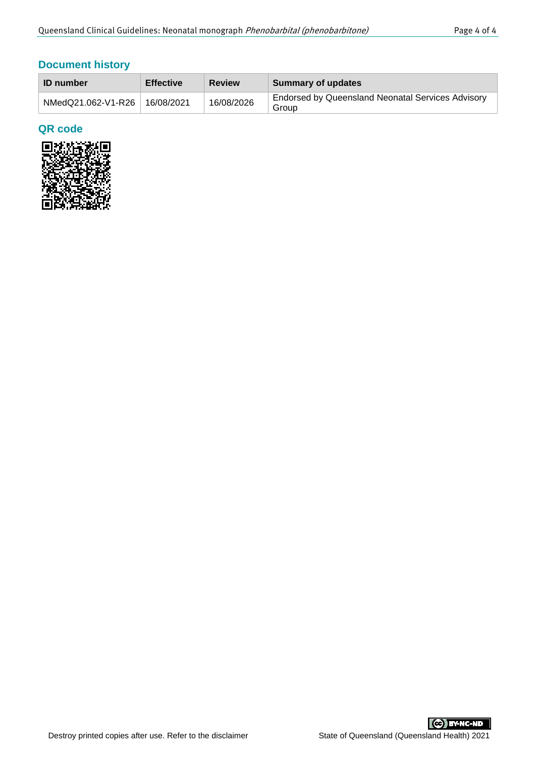## Document history

| ID number | Effective | Review | Summary of updates |
|---|---|---|---|
| NMedQ21.062-V1-R26 | 16/08/2021 | 16/08/2026 | Endorsed by Queensland Neonatal Services Advisory Group |

## QR code

Destroy printed copies after use. Refer to the disclaimer

State of Queensland (Queensland Health) 2021